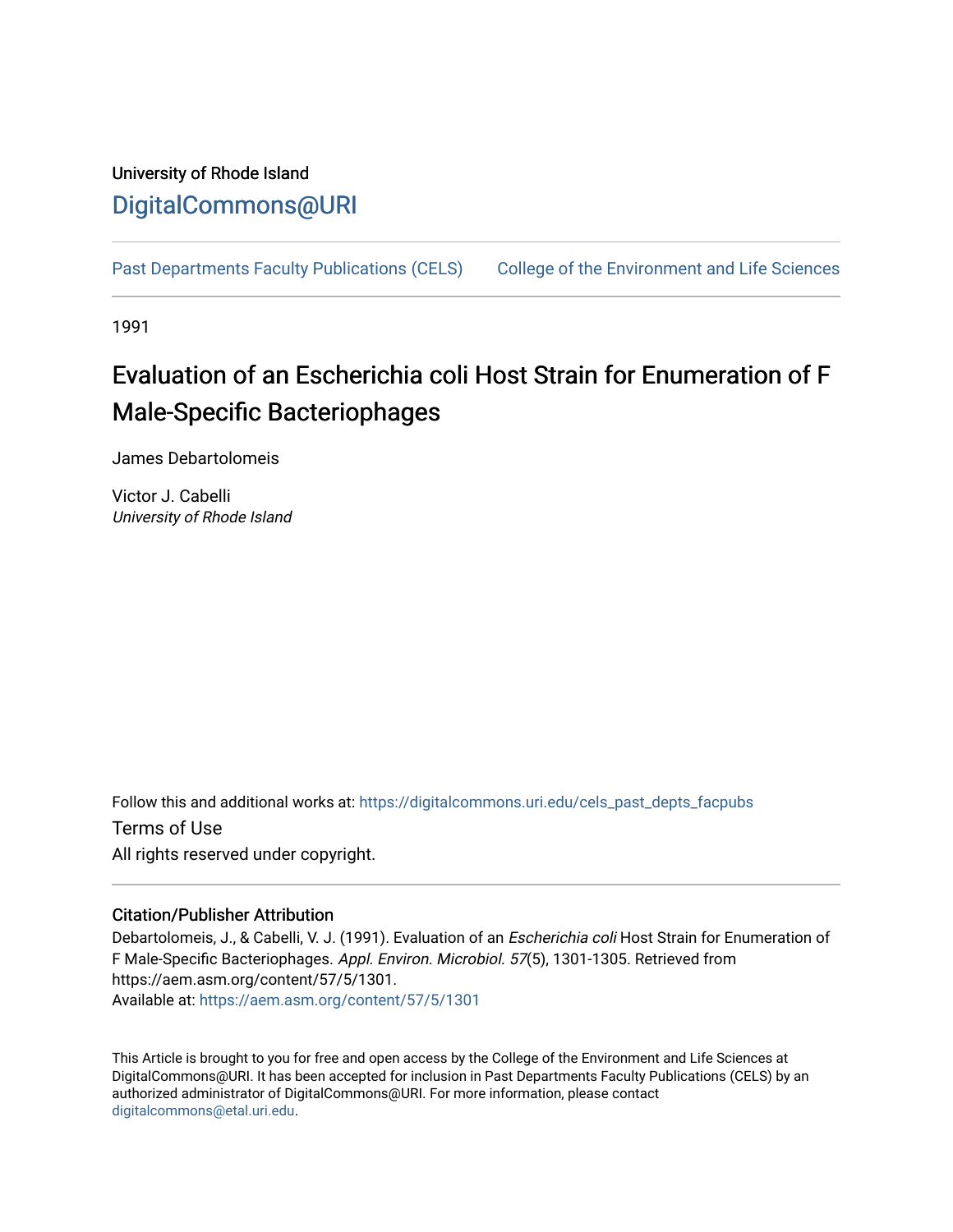University of Rhode Island

DigitalCommons@URI

Past Departments Faculty Publications (CELS) College of the Environment and Life Sciences

1991

# Evaluation of an Escherichia coli Host Strain for Enumeration of F Male-Specific Bacteriophages

James Debartolomeis

Victor J. Cabelli
*University of Rhode Island*

Follow this and additional works at: https://digitalcommons.uri.edu/cels_past_depts_facpubs

Terms of Use

All rights reserved under copyright.

## Citation/Publisher Attribution

Debartolomeis, J., & Cabelli, V. J. (1991). Evaluation of an *Escherichia coli* Host Strain for Enumeration of F Male-Specific Bacteriophages. *Appl. Environ. Microbiol. 57*(5), 1301-1305. Retrieved from https://aem.asm.org/content/57/5/1301.
Available at: https://aem.asm.org/content/57/5/1301

This Article is brought to you for free and open access by the College of the Environment and Life Sciences at DigitalCommons@URI. It has been accepted for inclusion in Past Departments Faculty Publications (CELS) by an authorized administrator of DigitalCommons@URI. For more information, please contact digitalcommons@etal.uri.edu.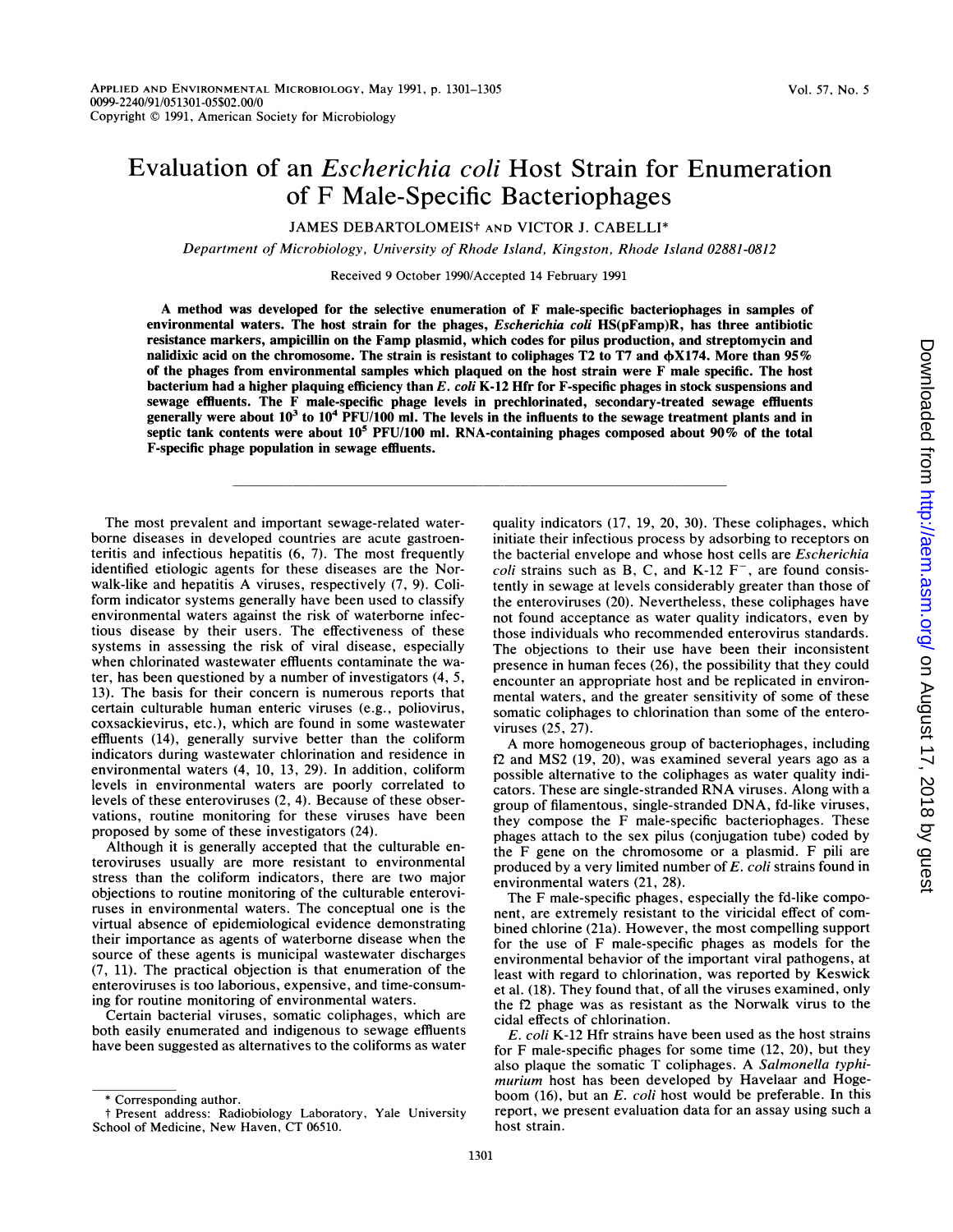# Evaluation of an *Escherichia coli* Host Strain for Enumeration of F Male-Specific Bacteriophages

JAMES DEBARTOLOMEIS† AND VICTOR J. CABELLI*

*Department of Microbiology, University of Rhode Island, Kingston, Rhode Island 02881-0812*

Received 9 October 1990/Accepted 14 February 1991

**A method was developed for the selective enumeration of F male-specific bacteriophages in samples of environmental waters. The host strain for the phages, *Escherichia coli* HS(pFamp)R, has three antibiotic resistance markers, ampicillin on the Famp plasmid, which codes for pilus production, and streptomycin and nalidixic acid on the chromosome. The strain is resistant to coliphages T2 to T7 and φX174. More than 95% of the phages from environmental samples which plaqued on the host strain were F male specific. The host bacterium had a higher plaquing efficiency than *E. coli* K-12 Hfr for F-specific phages in stock suspensions and sewage effluents. The F male-specific phage levels in prechlorinated, secondary-treated sewage effluents generally were about $10^3$ to $10^4$ PFU/100 ml. The levels in the influents to the sewage treatment plants and in septic tank contents were about $10^5$ PFU/100 ml. RNA-containing phages composed about 90% of the total F-specific phage population in sewage effluents.**

---

The most prevalent and important sewage-related waterborne diseases in developed countries are acute gastroenteritis and infectious hepatitis (6, 7). The most frequently identified etiologic agents for these diseases are the Norwalk-like and hepatitis A viruses, respectively (7, 9). Coliform indicator systems generally have been used to classify environmental waters against the risk of waterborne infectious disease by their users. The effectiveness of these systems in assessing the risk of viral disease, especially when chlorinated wastewater effluents contaminate the water, has been questioned by a number of investigators (4, 5, 13). The basis for their concern is numerous reports that certain culturable human enteric viruses (e.g., poliovirus, coxsackievirus, etc.), which are found in some wastewater effluents (14), generally survive better than the coliform indicators during wastewater chlorination and residence in environmental waters (4, 10, 13, 29). In addition, coliform levels in environmental waters are poorly correlated to levels of these enteroviruses (2, 4). Because of these observations, routine monitoring for these viruses have been proposed by some of these investigators (24).

Although it is generally accepted that the culturable enteroviruses usually are more resistant to environmental stress than the coliform indicators, there are two major objections to routine monitoring of the culturable enteroviruses in environmental waters. The conceptual one is the virtual absence of epidemiological evidence demonstrating their importance as agents of waterborne disease when the source of these agents is municipal wastewater discharges (7, 11). The practical objection is that enumeration of the enteroviruses is too laborious, expensive, and time-consuming for routine monitoring of environmental waters.

Certain bacterial viruses, somatic coliphages, which are both easily enumerated and indigenous to sewage effluents have been suggested as alternatives to the coliforms as water quality indicators (17, 19, 20, 30). These coliphages, which initiate their infectious process by adsorbing to receptors on the bacterial envelope and whose host cells are *Escherichia coli* strains such as B, C, and K-12 F⁻, are found consistently in sewage at levels considerably greater than those of the enteroviruses (20). Nevertheless, these coliphages have not found acceptance as water quality indicators, even by those individuals who recommended enterovirus standards. The objections to their use have been their inconsistent presence in human feces (26), the possibility that they could encounter an appropriate host and be replicated in environmental waters, and the greater sensitivity of some of these somatic coliphages to chlorination than some of the enteroviruses (25, 27).

A more homogeneous group of bacteriophages, including f2 and MS2 (19, 20), was examined several years ago as a possible alternative to the coliphages as water quality indicators. These are single-stranded RNA viruses. Along with a group of filamentous, single-stranded DNA, fd-like viruses, they compose the F male-specific bacteriophages. These phages attach to the sex pilus (conjugation tube) coded by the F gene on the chromosome or a plasmid. F pili are produced by a very limited number of *E. coli* strains found in environmental waters (21, 28).

The F male-specific phages, especially the fd-like component, are extremely resistant to the viricidal effect of combined chlorine (21a). However, the most compelling support for the use of F male-specific phages as models for the environmental behavior of the important viral pathogens, at least with regard to chlorination, was reported by Keswick et al. (18). They found that, of all the viruses examined, only the f2 phage was as resistant as the Norwalk virus to the cidal effects of chlorination.

*E. coli* K-12 Hfr strains have been used as the host strains for F male-specific phages for some time (12, 20), but they also plaque the somatic T coliphages. A *Salmonella typhimurium* host has been developed by Havelaar and Hogeboom (16), but an *E. coli* host would be preferable. In this report, we present evaluation data for an assay using such a host strain.

---

\* Corresponding author.

† Present address: Radiobiology Laboratory, Yale University School of Medicine, New Haven, CT 06510.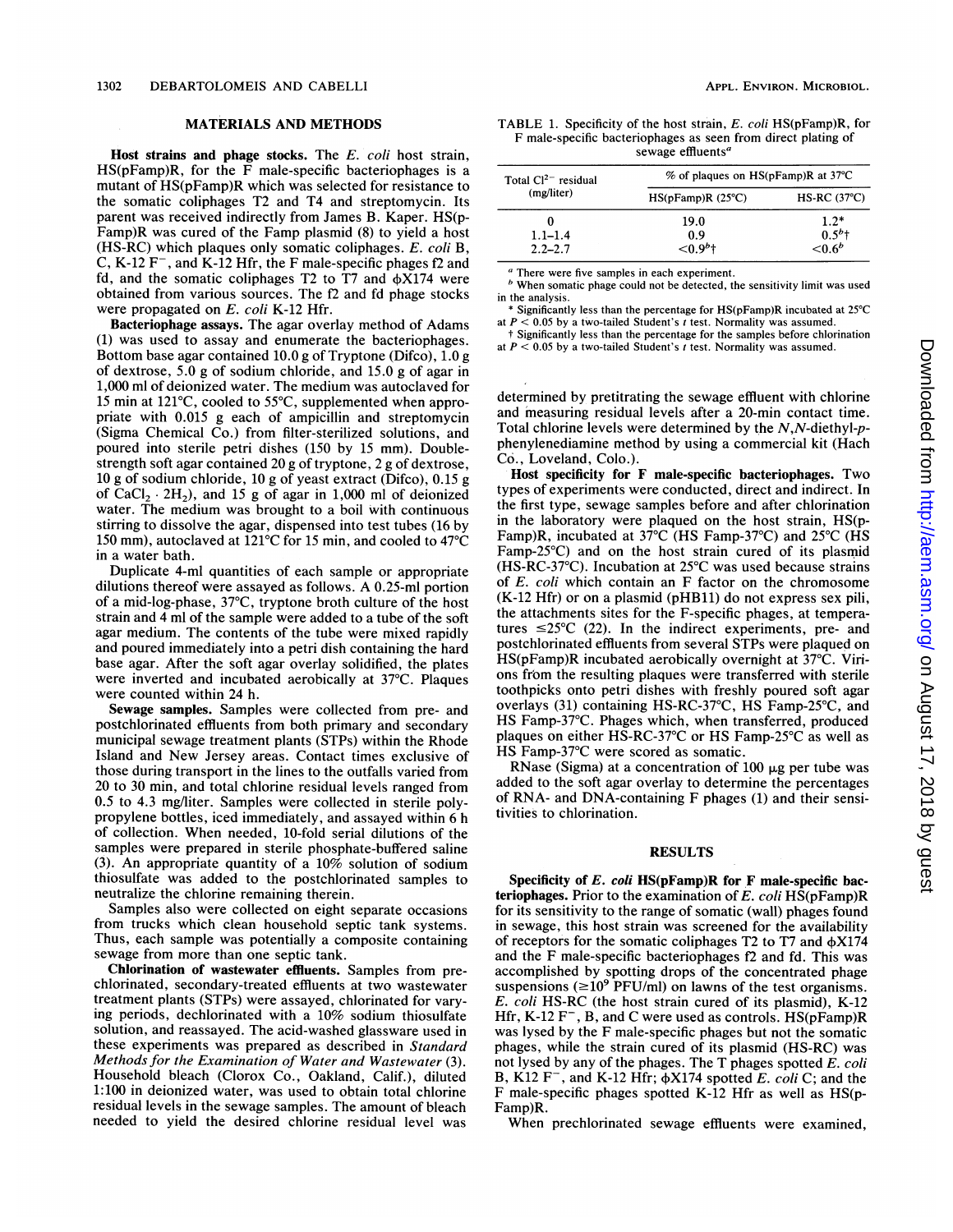## MATERIALS AND METHODS

**Host strains and phage stocks.** The *E. coli* host strain, HS(pFamp)R, for the F male-specific bacteriophages is a mutant of HS(pFamp)R which was selected for resistance to the somatic coliphages T2 and T4 and streptomycin. Its parent was received indirectly from James B. Kaper. HS(pFamp)R was cured of the Famp plasmid (8) to yield a host (HS-RC) which plaques only somatic coliphages. *E. coli* B, C, K-12 $F^-$, and K-12 Hfr, the F male-specific phages f2 and fd, and the somatic coliphages T2 to T7 and φX174 were obtained from various sources. The f2 and fd phage stocks were propagated on *E. coli* K-12 Hfr.

**Bacteriophage assays.** The agar overlay method of Adams (1) was used to assay and enumerate the bacteriophages. Bottom base agar contained 10.0 g of Tryptone (Difco), 1.0 g of dextrose, 5.0 g of sodium chloride, and 15.0 g of agar in 1,000 ml of deionized water. The medium was autoclaved for 15 min at 121°C, cooled to 55°C, supplemented when appropriate with 0.015 g each of ampicillin and streptomycin (Sigma Chemical Co.) from filter-sterilized solutions, and poured into sterile petri dishes (150 by 15 mm). Double-strength soft agar contained 20 g of tryptone, 2 g of dextrose, 10 g of sodium chloride, 10 g of yeast extract (Difco), 0.15 g of $CaCl_2 \cdot 2H_2$), and 15 g of agar in 1,000 ml of deionized water. The medium was brought to a boil with continuous stirring to dissolve the agar, dispensed into test tubes (16 by 150 mm), autoclaved at 121°C for 15 min, and cooled to 47°C in a water bath.

Duplicate 4-ml quantities of each sample or appropriate dilutions thereof were assayed as follows. A 0.25-ml portion of a mid-log-phase, 37°C, tryptone broth culture of the host strain and 4 ml of the sample were added to a tube of the soft agar medium. The contents of the tube were mixed rapidly and poured immediately into a petri dish containing the hard base agar. After the soft agar overlay solidified, the plates were inverted and incubated aerobically at 37°C. Plaques were counted within 24 h.

**Sewage samples.** Samples were collected from pre- and postchlorinated effluents from both primary and secondary municipal sewage treatment plants (STPs) within the Rhode Island and New Jersey areas. Contact times exclusive of those during transport in the lines to the outfalls varied from 20 to 30 min, and total chlorine residual levels ranged from 0.5 to 4.3 mg/liter. Samples were collected in sterile polypropylene bottles, iced immediately, and assayed within 6 h of collection. When needed, 10-fold serial dilutions of the samples were prepared in sterile phosphate-buffered saline (3). An appropriate quantity of a 10% solution of sodium thiosulfate was added to the postchlorinated samples to neutralize the chlorine remaining therein.

Samples also were collected on eight separate occasions from trucks which clean household septic tank systems. Thus, each sample was potentially a composite containing sewage from more than one septic tank.

**Chlorination of wastewater effluents.** Samples from prechlorinated, secondary-treated effluents at two wastewater treatment plants (STPs) were assayed, chlorinated for varying periods, dechlorinated with a 10% sodium thiosulfate solution, and reassayed. The acid-washed glassware used in these experiments was prepared as described in *Standard Methods for the Examination of Water and Wastewater* (3). Household bleach (Clorox Co., Oakland, Calif.), diluted 1:100 in deionized water, was used to obtain total chlorine residual levels in the sewage samples. The amount of bleach needed to yield the desired chlorine residual level was determined by pretitrating the sewage effluent with chlorine and measuring residual levels after a 20-min contact time. Total chlorine levels were determined by the *N,N*-diethyl-*p*-phenylenediamine method by using a commercial kit (Hach Co., Loveland, Colo.).

**Host specificity for F male-specific bacteriophages.** Two types of experiments were conducted, direct and indirect. In the first type, sewage samples before and after chlorination in the laboratory were plaqued on the host strain, HS(pFamp)R, incubated at 37°C (HS Famp-37°C) and 25°C (HS Famp-25°C) and on the host strain cured of its plasmid (HS-RC-37°C). Incubation at 25°C was used because strains of *E. coli* which contain an F factor on the chromosome (K-12 Hfr) or on a plasmid (pHB11) do not express sex pili, the attachments sites for the F-specific phages, at temperatures ≤25°C (22). In the indirect experiments, pre- and postchlorinated effluents from several STPs were plaqued on HS(pFamp)R incubated aerobically overnight at 37°C. Virions from the resulting plaques were transferred with sterile toothpicks onto petri dishes with freshly poured soft agar overlays (31) containing HS-RC-37°C, HS Famp-25°C, and HS Famp-37°C. Phages which, when transferred, produced plaques on either HS-RC-37°C or HS Famp-25°C as well as HS Famp-37°C were scored as somatic.

RNase (Sigma) at a concentration of 100 μg per tube was added to the soft agar overlay to determine the percentages of RNA- and DNA-containing F phages (1) and their sensitivities to chlorination.

TABLE 1. Specificity of the host strain, *E. coli* HS(pFamp)R, for F male-specific bacteriophages as seen from direct plating of sewage effluents[a]

| Total $Cl^{2-}$ residual (mg/liter) | % of plaques on HS(pFamp)R at 37°C | |
|---|---|---|
| | HS(pFamp)R (25°C) | HS-RC (37°C) |
| 0 | 19.0 | 1.2* |
| 1.1–1.4 | 0.9 | 0.5[b]† |
| 2.2–2.7 | <0.9[b]† | <0.6[b] |

[a] There were five samples in each experiment.
[b] When somatic phage could not be detected, the sensitivity limit was used in the analysis.
\* Significantly less than the percentage for HS(pFamp)R incubated at 25°C at $P < 0.05$ by a two-tailed Student's *t* test. Normality was assumed.
† Significantly less than the percentage for the samples before chlorination at $P < 0.05$ by a two-tailed Student's *t* test. Normality was assumed.

## RESULTS

**Specificity of *E. coli* HS(pFamp)R for F male-specific bacteriophages.** Prior to the examination of *E. coli* HS(pFamp)R for its sensitivity to the range of somatic (wall) phages found in sewage, this host strain was screened for the availability of receptors for the somatic coliphages T2 to T7 and φX174 and the F male-specific bacteriophages f2 and fd. This was accomplished by spotting drops of the concentrated phage suspensions (≥$10^9$ PFU/ml) on lawns of the test organisms. *E. coli* HS-RC (the host strain cured of its plasmid), K-12 Hfr, K-12 $F^-$, B, and C were used as controls. HS(pFamp)R was lysed by the F male-specific phages but not the somatic phages, while the strain cured of its plasmid (HS-RC) was not lysed by any of the phages. The T phages spotted *E. coli* B, K12 $F^-$, and K-12 Hfr; φX174 spotted *E. coli* C; and the F male-specific phages spotted K-12 Hfr as well as HS(pFamp)R.

When prechlorinated sewage effluents were examined,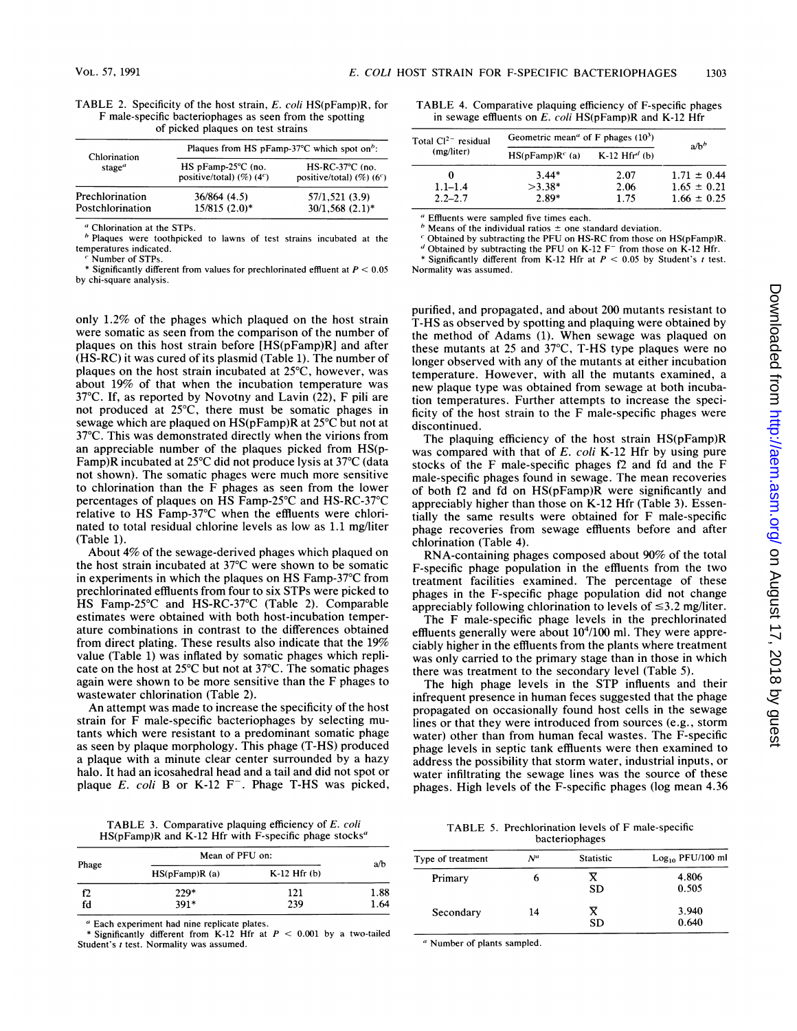TABLE 2. Specificity of the host strain, *E. coli* HS(pFamp)R, for F male-specific bacteriophages as seen from the spotting of picked plaques on test strains

| Chlorination stage[a] | Plaques from HS pFamp-37°C which spot on[b]: | |
|---|---|---|
| | HS pFamp-25°C (no. positive/total) (%) (4[c]) | HS-RC-37°C (no. positive/total) (%) (6[c]) |
| Prechlorination | 36/864 (4.5) | 57/1,521 (3.9) |
| Postchlorination | 15/815 (2.0)* | 30/1,568 (2.1)* |

[a] Chlorination at the STPs.
[b] Plaques were toothpicked to lawns of test strains incubated at the temperatures indicated.
[c] Number of STPs.
* Significantly different from values for prechlorinated effluent at $P < 0.05$ by chi-square analysis.

only 1.2% of the phages which plaqued on the host strain were somatic as seen from the comparison of the number of plaques on this host strain before [HS(pFamp)R] and after (HS-RC) it was cured of its plasmid (Table 1). The number of plaques on the host strain incubated at 25°C, however, was about 19% of that when the incubation temperature was 37°C. If, as reported by Novotny and Lavin (22), F pili are not produced at 25°C, there must be somatic phages in sewage which are plaqued on HS(pFamp)R at 25°C but not at 37°C. This was demonstrated directly when the virions from an appreciable number of the plaques picked from HS(pFamp)R incubated at 25°C did not produce lysis at 37°C (data not shown). The somatic phages were much more sensitive to chlorination than the F phages as seen from the lower percentages of plaques on HS Famp-25°C and HS-RC-37°C relative to HS Famp-37°C when the effluents were chlorinated to total residual chlorine levels as low as 1.1 mg/liter (Table 1).

About 4% of the sewage-derived phages which plaqued on the host strain incubated at 37°C were shown to be somatic in experiments in which the plaques on HS Famp-37°C from prechlorinated effluents from four to six STPs were picked to HS Famp-25°C and HS-RC-37°C (Table 2). Comparable estimates were obtained with both host-incubation temperature combinations in contrast to the differences obtained from direct plating. These results also indicate that the 19% value (Table 1) was inflated by somatic phages which replicate on the host at 25°C but not at 37°C. The somatic phages again were shown to be more sensitive than the F phages to wastewater chlorination (Table 2).

An attempt was made to increase the specificity of the host strain for F male-specific bacteriophages by selecting mutants which were resistant to a predominant somatic phage as seen by plaque morphology. This phage (T-HS) produced a plaque with a minute clear center surrounded by a hazy halo. It had an icosahedral head and a tail and did not spot or plaque *E. coli* B or K-12 F$^-$. Phage T-HS was picked, purified, and propagated, and about 200 mutants resistant to T-HS as observed by spotting and plaquing were obtained by the method of Adams (1). When sewage was plaqued on these mutants at 25 and 37°C, T-HS type plaques were no longer observed with any of the mutants at either incubation temperature. However, with all the mutants examined, a new plaque type was obtained from sewage at both incubation temperatures. Further attempts to increase the specificity of the host strain to the F male-specific phages were discontinued.

TABLE 3. Comparative plaquing efficiency of *E. coli* HS(pFamp)R and K-12 Hfr with F-specific phage stocks[a]

| Phage | Mean of PFU on: | | a/b |
|---|---|---|---|
| | HS(pFamp)R (a) | K-12 Hfr (b) | |
| f2 | 229* | 121 | 1.88 |
| fd | 391* | 239 | 1.64 |

[a] Each experiment had nine replicate plates.
* Significantly different from K-12 Hfr at $P < 0.001$ by a two-tailed Student's $t$ test. Normality was assumed.

TABLE 4. Comparative plaquing efficiency of F-specific phages in sewage effluents on *E. coli* HS(pFamp)R and K-12 Hfr

| Total $Cl^{2-}$ residual (mg/liter) | Geometric mean[a] of F phages ($10^3$) | | a/b[b] |
|---|---|---|---|
| | HS(pFamp)R[c] (a) | K-12 Hfr[d] (b) | |
| 0 | 3.44* | 2.07 | 1.71 ± 0.44 |
| 1.1–1.4 | >3.38* | 2.06 | 1.65 ± 0.21 |
| 2.2–2.7 | 2.89* | 1.75 | 1.66 ± 0.25 |

[a] Effluents were sampled five times each.
[b] Means of the individual ratios ± one standard deviation.
[c] Obtained by subtracting the PFU on HS-RC from those on HS(pFamp)R.
[d] Obtained by subtracting the PFU on K-12 F$^-$ from those on K-12 Hfr.
* Significantly different from K-12 Hfr at $P < 0.05$ by Student's $t$ test. Normality was assumed.

The plaquing efficiency of the host strain HS(pFamp)R was compared with that of *E. coli* K-12 Hfr by using pure stocks of the F male-specific phages f2 and fd and the F male-specific phages found in sewage. The mean recoveries of both f2 and fd on HS(pFamp)R were significantly and appreciably higher than those on K-12 Hfr (Table 3). Essentially the same results were obtained for F male-specific phage recoveries from sewage effluents before and after chlorination (Table 4).

RNA-containing phages composed about 90% of the total F-specific phage population in the effluents from the two treatment facilities examined. The percentage of these phages in the F-specific phage population did not change appreciably following chlorination to levels of ≤3.2 mg/liter.

The F male-specific phage levels in the prechlorinated effluents generally were about $10^4$/100 ml. They were appreciably higher in the effluents from the plants where treatment was only carried to the primary stage than in those in which there was treatment to the secondary level (Table 5).

The high phage levels in the STP influents and their infrequent presence in human feces suggested that the phage propagated on occasionally found host cells in the sewage lines or that they were introduced from sources (e.g., storm water) other than from human fecal wastes. The F-specific phage levels in septic tank effluents were then examined to address the possibility that storm water, industrial inputs, or water infiltrating the sewage lines was the source of these phages. High levels of the F-specific phages (log mean 4.36

TABLE 5. Prechlorination levels of F male-specific bacteriophages

| Type of treatment | $N$[a] | Statistic | $\log_{10}$ PFU/100 ml |
|---|---|---|---|
| Primary | 6 | $\bar{X}$ | 4.806 |
| | | SD | 0.505 |
| Secondary | 14 | $\bar{X}$ | 3.940 |
| | | SD | 0.640 |

[a] Number of plants sampled.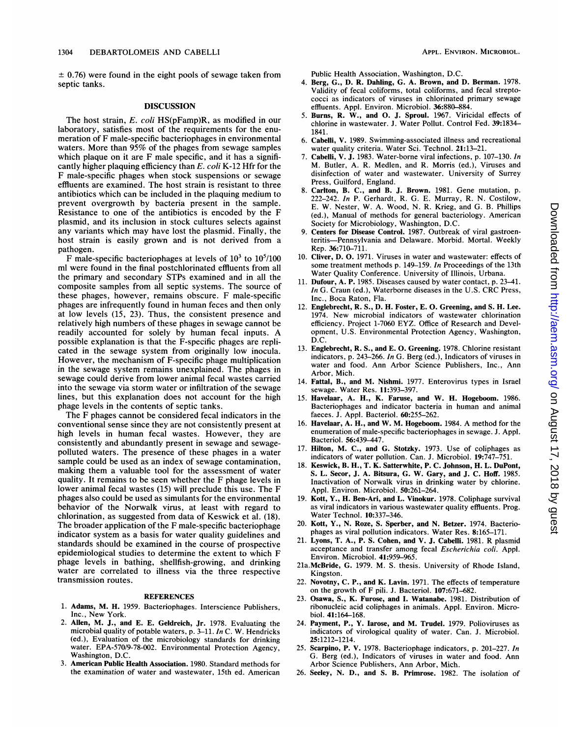± 0.76) were found in the eight pools of sewage taken from septic tanks.

## DISCUSSION

The host strain, *E. coli* HS(pFamp)R, as modified in our laboratory, satisfies most of the requirements for the enumeration of F male-specific bacteriophages in environmental waters. More than 95% of the phages from sewage samples which plaque on it are F male specific, and it has a significantly higher plaquing efficiency than *E. coli* K-12 Hfr for the F male-specific phages when stock suspensions or sewage effluents are examined. The host strain is resistant to three antibiotics which can be included in the plaquing medium to prevent overgrowth by bacteria present in the sample. Resistance to one of the antibiotics is encoded by the F plasmid, and its inclusion in stock cultures selects against any variants which may have lost the plasmid. Finally, the host strain is easily grown and is not derived from a pathogen.

F male-specific bacteriophages at levels of $10^3$ to $10^5$/100 ml were found in the final postchlorinated effluents from all the primary and secondary STPs examined and in all the composite samples from all septic systems. The source of these phages, however, remains obscure. F male-specific phages are infrequently found in human feces and then only at low levels (15, 23). Thus, the consistent presence and relatively high numbers of these phages in sewage cannot be readily accounted for solely by human fecal inputs. A possible explanation is that the F-specific phages are replicated in the sewage system from originally low inocula. However, the mechanism of F-specific phage multiplication in the sewage system remains unexplained. The phages in sewage could derive from lower animal fecal wastes carried into the sewage via storm water or infiltration of the sewage lines, but this explanation does not account for the high phage levels in the contents of septic tanks.

The F phages cannot be considered fecal indicators in the conventional sense since they are not consistently present at high levels in human fecal wastes. However, they are consistently and abundantly present in sewage and sewage-polluted waters. The presence of these phages in a water sample could be used as an index of sewage contamination, making them a valuable tool for the assessment of water quality. It remains to be seen whether the F phage levels in lower animal fecal wastes (15) will preclude this use. The F phages also could be used as simulants for the environmental behavior of the Norwalk virus, at least with regard to chlorination, as suggested from data of Keswick et al. (18). The broader application of the F male-specific bacteriophage indicator system as a basis for water quality guidelines and standards should be examined in the course of prospective epidemiological studies to determine the extent to which F phage levels in bathing, shellfish-growing, and drinking water are correlated to illness via the three respective transmission routes.

## REFERENCES

1. **Adams, M. H.** 1959. Bacteriophages. Interscience Publishers, Inc., New York.
2. **Allen, M. J., and E. E. Geldreich, Jr.** 1978. Evaluating the microbial quality of potable waters, p. 3–11. *In* C. W. Hendricks (ed.), Evaluation of the microbiology standards for drinking water. EPA-570/9-78-002. Environmental Protection Agency, Washington, D.C.
3. **American Public Health Association.** 1980. Standard methods for the examination of water and wastewater, 15th ed. American Public Health Association, Washington, D.C.
4. **Berg, G., D. R. Dahling, G. A. Brown, and D. Berman.** 1978. Validity of fecal coliforms, total coliforms, and fecal streptococci as indicators of viruses in chlorinated primary sewage effluents. Appl. Environ. Microbiol. **36:**880–884.
5. **Burns, R. W., and O. J. Sproul.** 1967. Viricidal effects of chlorine in wastewater. J. Water Pollut. Control Fed. **39:**1834–1841.
6. **Cabelli, V.** 1989. Swimming-associated illness and recreational water quality criteria. Water Sci. Technol. **21:**13–21.
7. **Cabelli, V. J.** 1983. Water-borne viral infections, p. 107–130. *In* M. Butler, A. R. Medlen, and R. Morris (ed.), Viruses and disinfection of water and wastewater. University of Surrey Press, Guilford, England.
8. **Carlton, B. C., and B. J. Brown.** 1981. Gene mutation, p. 222–242. *In* P. Gerhardt, R. G. E. Murray, R. N. Costilow, E. W. Nester, W. A. Wood, N. R. Krieg, and G. B. Phillips (ed.), Manual of methods for general bacteriology. American Society for Microbiology, Washington, D.C.
9. **Centers for Disease Control.** 1987. Outbreak of viral gastroenteritis—Pennsylvania and Delaware. Morbid. Mortal. Weekly Rep. **36:**710–711.
10. **Cliver, D. O.** 1971. Viruses in water and wastewater: effects of some treatment methods p. 149–159. *In* Proceedings of the 13th Water Quality Conference. University of Illinois, Urbana.
11. **Dufour, A. P.** 1985. Diseases caused by water contact, p. 23–41. *In* G. Craun (ed.), Waterborne diseases in the U.S. CRC Press, Inc., Boca Raton, Fla.
12. **Englebrecht, R. S., D. H. Foster, E. O. Greening, and S. H. Lee.** 1974. New microbial indicators of wastewater chlorination efficiency. Project 1-7060 EYZ. Office of Research and Development, U.S. Environmental Protection Agency, Washington, D.C.
13. **Englebrecht, R. S., and E. O. Greening.** 1978. Chlorine resistant indicators, p. 243–266. *In* G. Berg (ed.), Indicators of viruses in water and food. Ann Arbor Science Publishers, Inc., Ann Arbor, Mich.
14. **Fattal, B., and M. Nishmi.** 1977. Enterovirus types in Israel sewage. Water Res. **11:**393–397.
15. **Havelaar, A. H., K. Faruse, and W. H. Hogeboom.** 1986. Bacteriophages and indicator bacteria in human and animal faeces. J. Appl. Bacteriol. **60:**255–262.
16. **Havelaar, A. H., and W. M. Hogeboom.** 1984. A method for the enumeration of male-specific bacteriophages in sewage. J. Appl. Bacteriol. **56:**439–447.
17. **Hilton, M. C., and G. Stotzky.** 1973. Use of coliphages as indicators of water pollution. Can. J. Microbiol. **19:**747–751.
18. **Keswick, B. H., T. K. Satterwhite, P. C. Johnson, H. L. DuPont, S. L. Secor, J. A. Bitsura, G. W. Gary, and J. C. Hoff.** 1985. Inactivation of Norwalk virus in drinking water by chlorine. Appl. Environ. Microbiol. **50:**261–264.
19. **Kott, Y., H. Ben-Ari, and L. Vinokur.** 1978. Coliphage survival as viral indicators in various wastewater quality effluents. Prog. Water Technol. **10:**337–346.
20. **Kott, Y., N. Roze, S. Sperber, and N. Betzer.** 1974. Bacteriophages as viral pollution indicators. Water Res. **8:**165–171.
21. **Lyons, T. A., P. S. Cohen, and V. J. Cabelli.** 1981. R plasmid acceptance and transfer among fecal *Escherichia coli*. Appl. Environ. Microbiol. **41:**959–965.

21a. **McBride, G.** 1979. M. S. thesis. University of Rhode Island, Kingston.

22. **Novotny, C. P., and K. Lavin.** 1971. The effects of temperature on the growth of F pili. J. Bacteriol. **107:**671–682.
23. **Osawa, S., K. Furose, and I. Watanabe.** 1981. Distribution of ribonucleic acid coliphages in animals. Appl. Environ. Microbiol. **41:**164–168.
24. **Payment, P., Y. Iarose, and M. Trudel.** 1979. Polioviruses as indicators of virological quality of water. Can. J. Microbiol. **25:**1212–1214.
25. **Scarpino, P. V.** 1978. Bacteriophage indicators, p. 201–227. *In* G. Berg (ed.), Indicators of viruses in water and food. Ann Arbor Science Publishers, Ann Arbor, Mich.
26. **Seeley, N. D., and S. B. Primrose.** 1982. The isolation of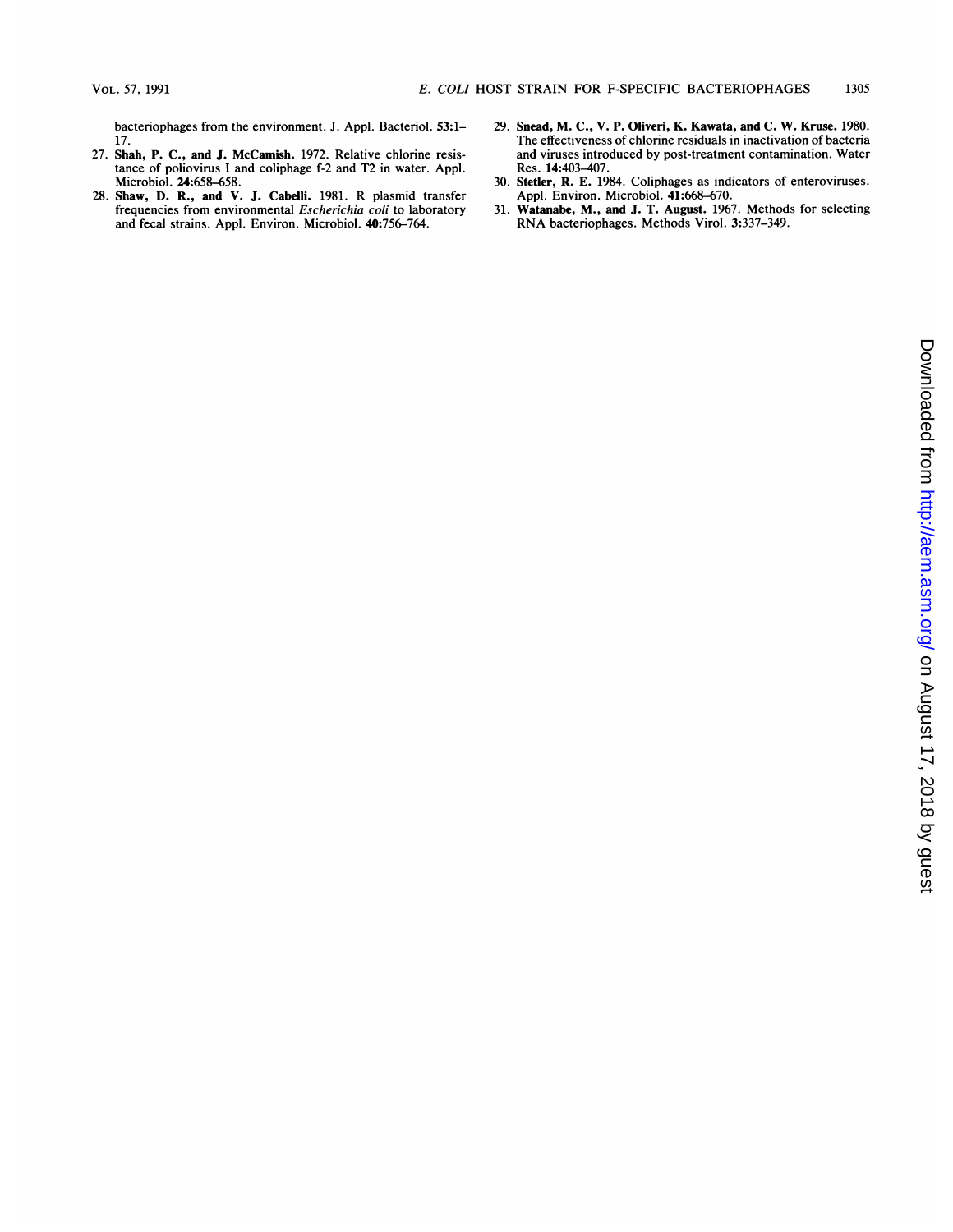bacteriophages from the environment. J. Appl. Bacteriol. **53**:1–17.

27. **Shah, P. C., and J. McCamish.** 1972. Relative chlorine resistance of poliovirus I and coliphage f-2 and T2 in water. Appl. Microbiol. **24**:658–658.
28. **Shaw, D. R., and V. J. Cabelli.** 1981. R plasmid transfer frequencies from environmental *Escherichia coli* to laboratory and fecal strains. Appl. Environ. Microbiol. **40**:756–764.
29. **Snead, M. C., V. P. Oliveri, K. Kawata, and C. W. Kruse.** 1980. The effectiveness of chlorine residuals in inactivation of bacteria and viruses introduced by post-treatment contamination. Water Res. **14**:403–407.
30. **Stetler, R. E.** 1984. Coliphages as indicators of enteroviruses. Appl. Environ. Microbiol. **41**:668–670.
31. **Watanabe, M., and J. T. August.** 1967. Methods for selecting RNA bacteriophages. Methods Virol. **3**:337–349.